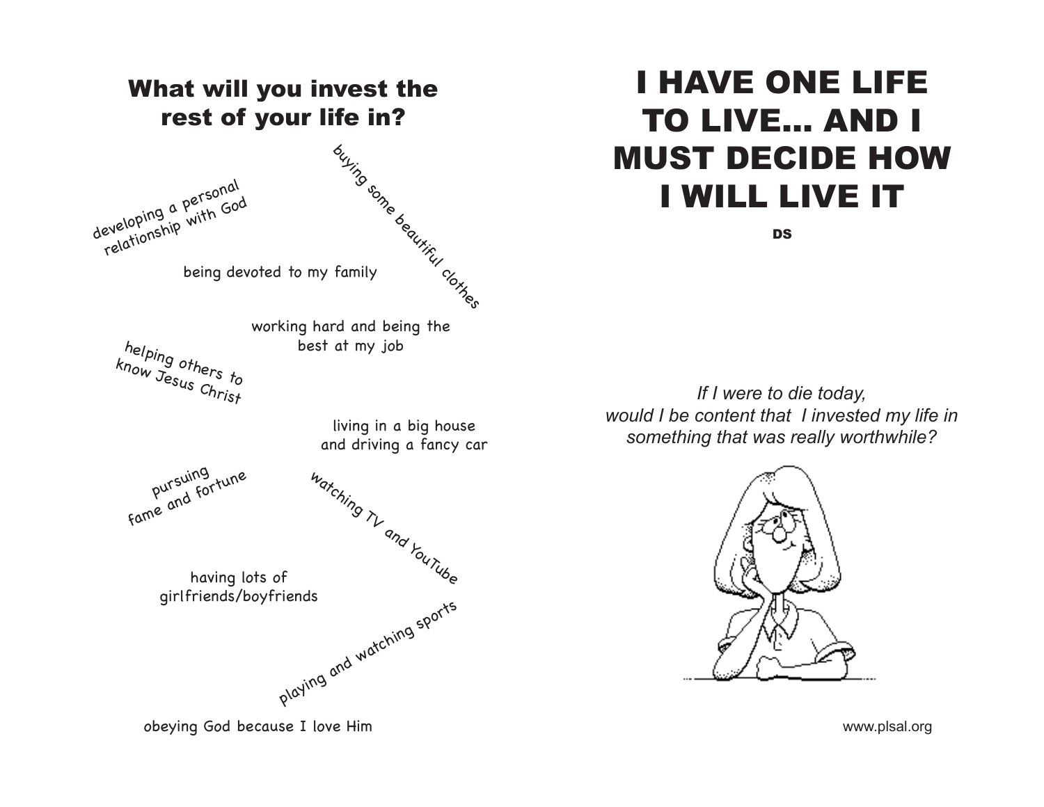## What will you invest the rest of your life in?

developing a personal relationship with God

buying some beautiful clothes

being devoted to my family

working hard and being the best at my job

helping others to know Jesus Christ

living in a big house and driving a fancy car

pursuing fame and fortune

watching TV and YouTube

having lots of girlfriends/boyfriends

playing and watching sports

obeying God because I love Him

# I HAVE ONE LIFE TO LIVE... AND I MUST DECIDE HOW I WILL LIVE IT

**DS**

*If I were to die today, would I be content that I invested my life in something that was really worthwhile?*

www.plsal.org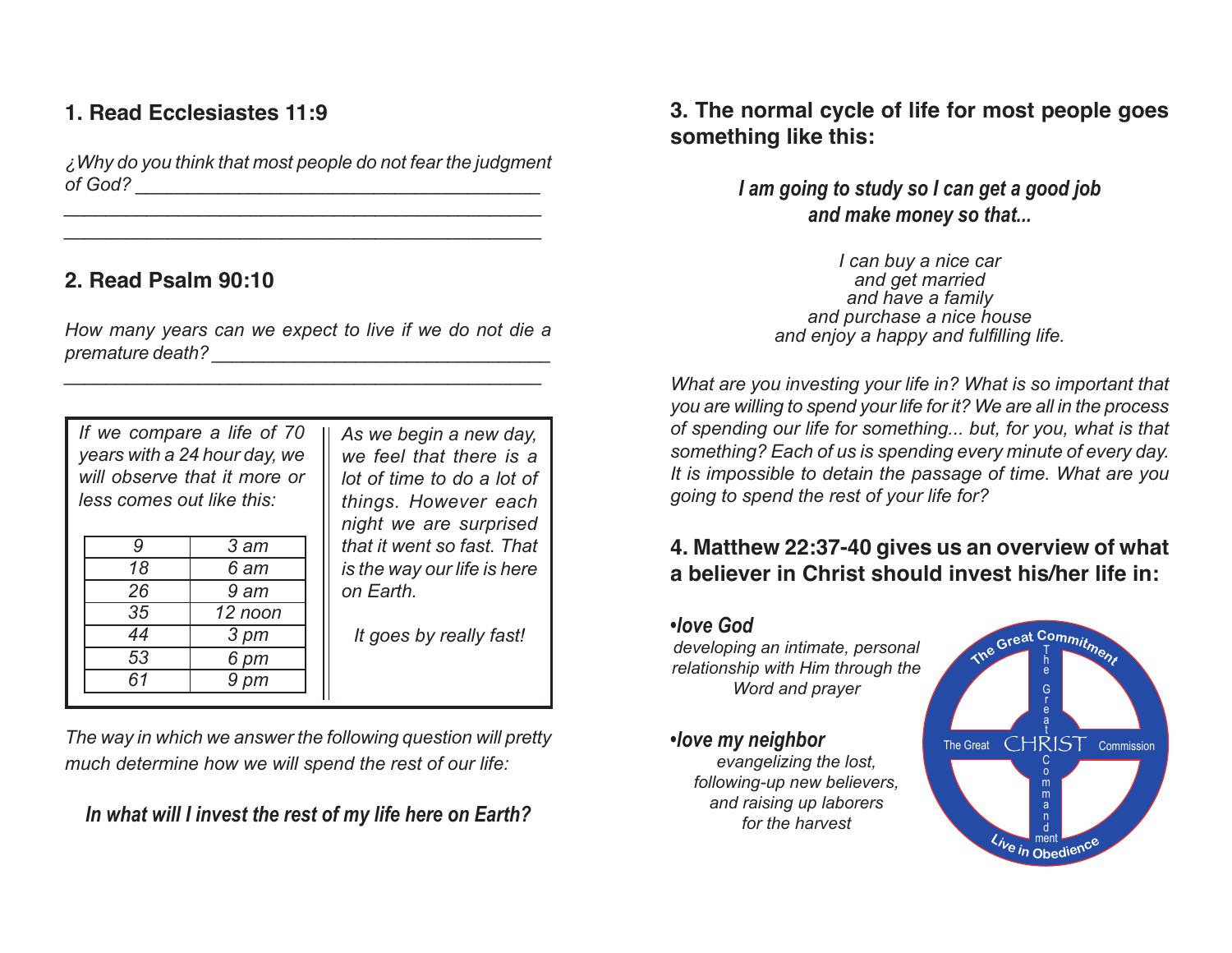## 1. Read Ecclesiastes 11:9

*¿Why do you think that most people do not fear the judgment of God?* ______________________________________

_______________________________________________

_______________________________________________

## 2. Read Psalm 90:10

*How many years can we expect to live if we do not die a premature death?* ________________________________

_______________________________________________

*If we compare a life of 70 years with a 24 hour day, we will observe that it more or less comes out like this:*

| | |
|---|---|
| 9 | 3 am |
| 18 | 6 am |
| 26 | 9 am |
| 35 | 12 noon |
| 44 | 3 pm |
| 53 | 6 pm |
| 61 | 9 pm |

*As we begin a new day, we feel that there is a lot of time to do a lot of things. However each night we are surprised that it went so fast. That is the way our life is here on Earth.*

*It goes by really fast!*

*The way in which we answer the following question will pretty much determine how we will spend the rest of our life:*

***In what will I invest the rest of my life here on Earth?***

## 3. The normal cycle of life for most people goes something like this:

***I am going to study so I can get a good job and make money so that...***

*I can buy a nice car*
*and get married*
*and have a family*
*and purchase a nice house*
*and enjoy a happy and fulfilling life.*

*What are you investing your life in? What is so important that you are willing to spend your life for it? We are all in the process of spending our life for something... but, for you, what is that something? Each of us is spending every minute of every day. It is impossible to detain the passage of time. What are you going to spend the rest of your life for?*

## 4. Matthew 22:37-40 gives us an overview of what a believer in Christ should invest his/her life in:

***•love God***
*developing an intimate, personal relationship with Him through the Word and prayer*

***•love my neighbor***
*evangelizing the lost, following-up new believers, and raising up laborers for the harvest*

The Great Commitment

The Great Commandment

The Great CHRIST Commission

Live in Obedience